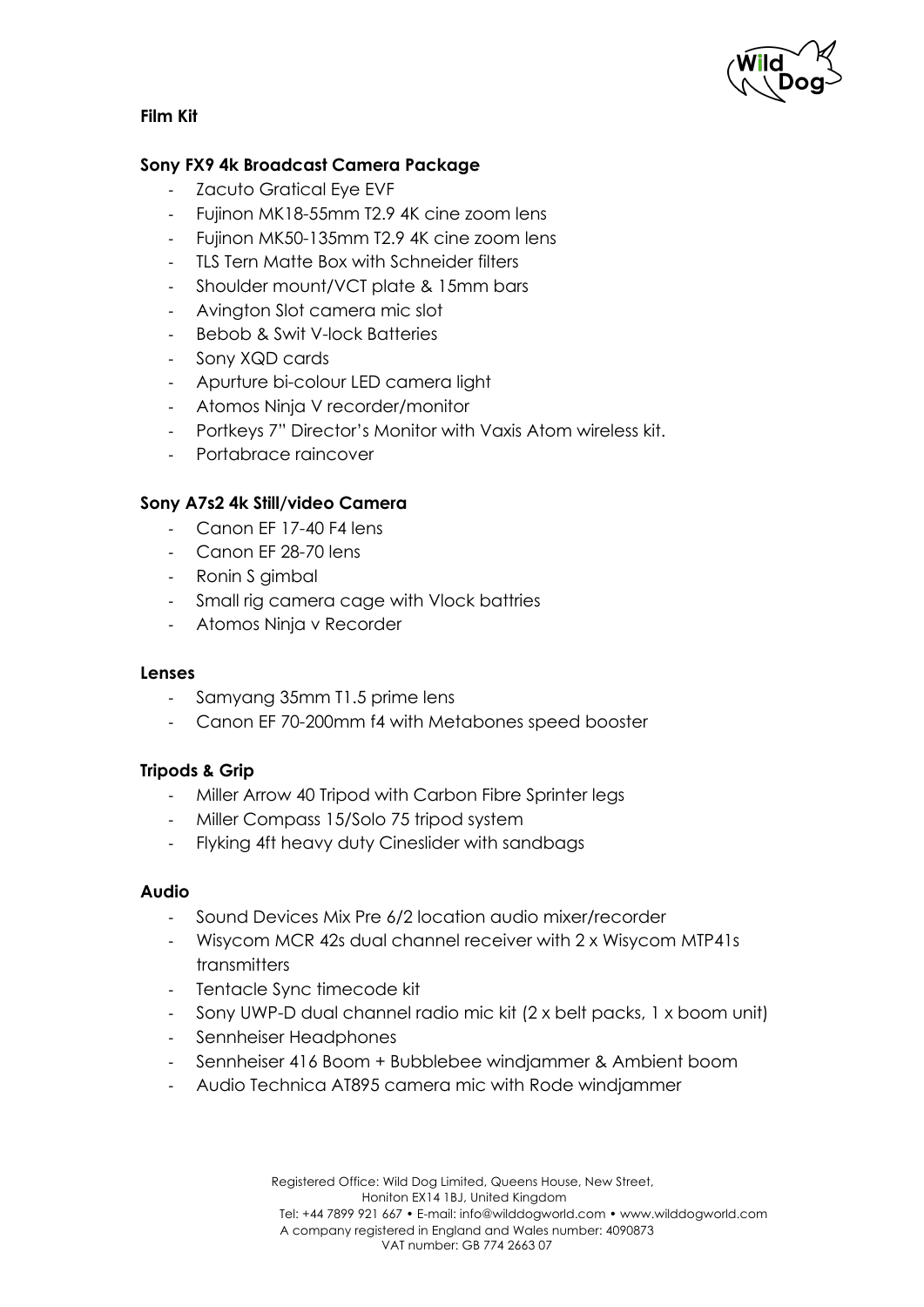**Film Kit**

**Sony FX9 4k Broadcast Camera Package**

- Zacuto Gratical Eye EVF
- Fujinon MK18-55mm T2.9 4K cine zoom lens
- Fujinon MK50-135mm T2.9 4K cine zoom lens
- TLS Tern Matte Box with Schneider filters
- Shoulder mount/VCT plate & 15mm bars
- Avington Slot camera mic slot
- Bebob & Swit V-lock Batteries
- Sony XQD cards
- Apurture bi-colour LED camera light
- Atomos Ninja V recorder/monitor
- Portkeys 7" Director's Monitor with Vaxis Atom wireless kit.
- Portabrace raincover

**Sony A7s2 4k Still/video Camera**

- Canon EF 17-40 F4 lens
- Canon EF 28-70 lens
- Ronin S gimbal
- Small rig camera cage with Vlock battries
- Atomos Ninja v Recorder

**Lenses**

- Samyang 35mm T1.5 prime lens
- Canon EF 70-200mm f4 with Metabones speed booster

**Tripods & Grip**

- Miller Arrow 40 Tripod with Carbon Fibre Sprinter legs
- Miller Compass 15/Solo 75 tripod system
- Flyking 4ft heavy duty Cineslider with sandbags

**Audio**

- Sound Devices Mix Pre 6/2 location audio mixer/recorder
- Wisycom MCR 42s dual channel receiver with 2 x Wisycom MTP41s transmitters
- Tentacle Sync timecode kit
- Sony UWP-D dual channel radio mic kit (2 x belt packs, 1 x boom unit)
- Sennheiser Headphones
- Sennheiser 416 Boom + Bubblebee windjammer & Ambient boom
- Audio Technica AT895 camera mic with Rode windjammer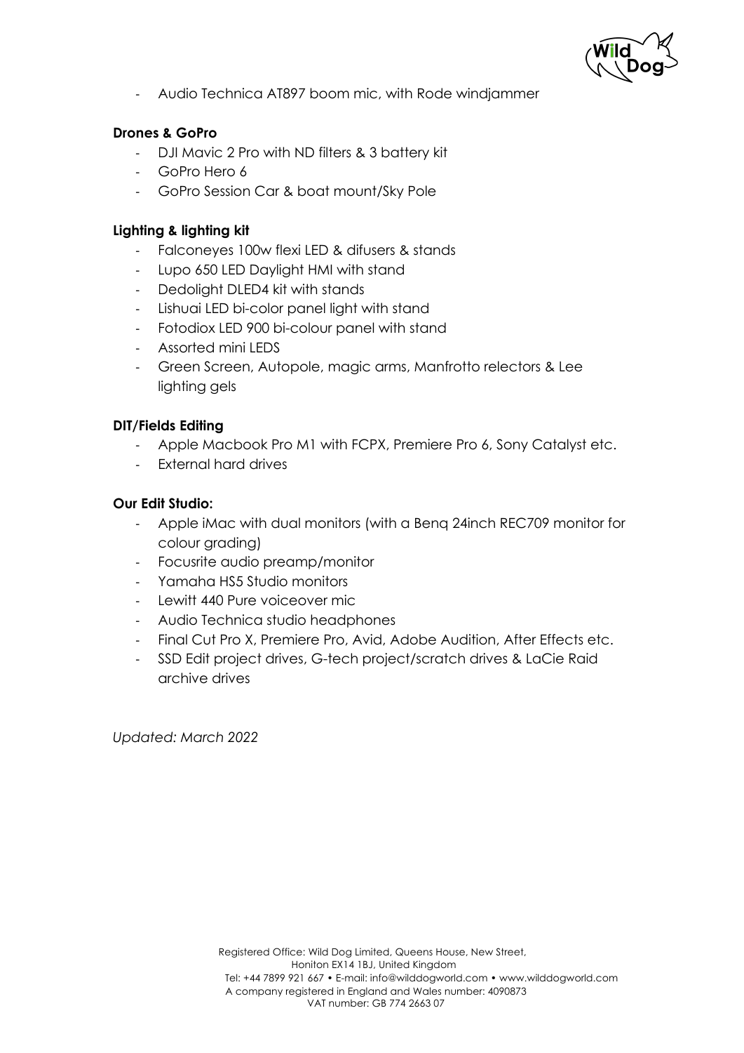- Audio Technica AT897 boom mic, with Rode windjammer

**Drones & GoPro**

- DJI Mavic 2 Pro with ND filters & 3 battery kit
- GoPro Hero 6
- GoPro Session Car & boat mount/Sky Pole

**Lighting & lighting kit**

- Falconeyes 100w flexi LED & difusers & stands
- Lupo 650 LED Daylight HMI with stand
- Dedolight DLED4 kit with stands
- Lishuai LED bi-color panel light with stand
- Fotodiox LED 900 bi-colour panel with stand
- Assorted mini LEDS
- Green Screen, Autopole, magic arms, Manfrotto relectors & Lee lighting gels

**DIT/Fields Editing**

- Apple Macbook Pro M1 with FCPX, Premiere Pro 6, Sony Catalyst etc.
- External hard drives

**Our Edit Studio:**

- Apple iMac with dual monitors (with a Benq 24inch REC709 monitor for colour grading)
- Focusrite audio preamp/monitor
- Yamaha HS5 Studio monitors
- Lewitt 440 Pure voiceover mic
- Audio Technica studio headphones
- Final Cut Pro X, Premiere Pro, Avid, Adobe Audition, After Effects etc.
- SSD Edit project drives, G-tech project/scratch drives & LaCie Raid archive drives

*Updated: March 2022*

Registered Office: Wild Dog Limited, Queens House, New Street,
Honiton EX14 1BJ, United Kingdom
Tel: +44 7899 921 667 • E-mail: info@wilddogworld.com • www.wilddogworld.com
A company registered in England and Wales number: 4090873
VAT number: GB 774 2663 07